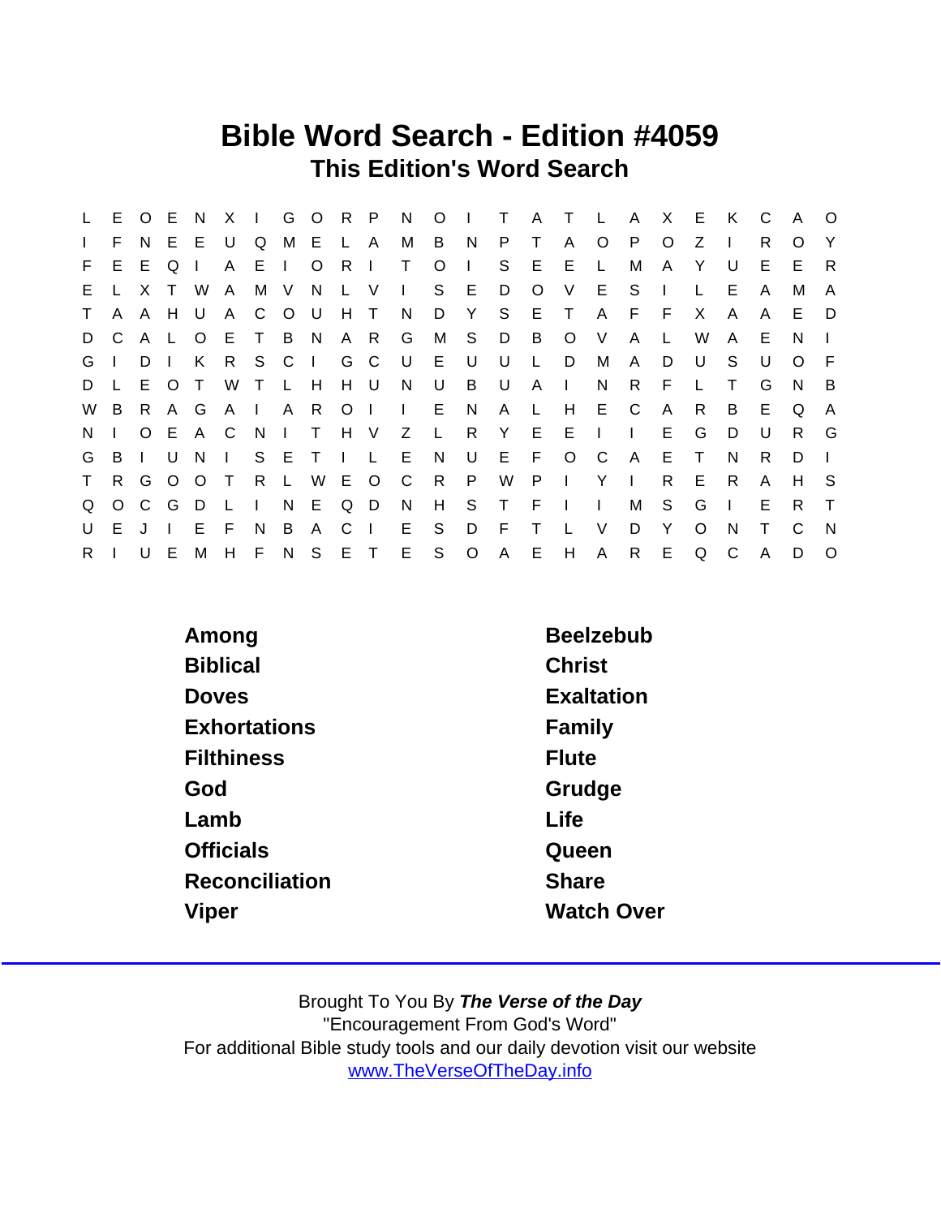# Bible Word Search - Edition #4059

## This Edition's Word Search

```
L E O E N X I G O R P N O I T A T L A X E K C A O
I F N E E U Q M E L A M B N P T A O P O Z I R O Y
F E E Q I A E I O R I T O I S E E L M A Y U E E R
E L X T W A M V N L V I S E D O V E S I L E A M A
T A A H U A C O U H T N D Y S E T A F F X A A E D
D C A L O E T B N A R G M S D B O V A L W A E N I
G I D I K R S C I G C U E U U L D M A D U S U O F
D L E O T W T L H H U N U B U A I N R F L T G N B
W B R A G A I A R O I I E N A L H E C A R B E Q A
N I O E A C N I T H V Z L R Y E E I I E G D U R G
G B I U N I S E T I L E N U E F O C A E T N R D I
T R G O O T R L W E O C R P W P I Y I R E R A H S
Q O C G D L I N E Q D N H S T F I I M S G I E R T
U E J I E F N B A C I E S D F T L V D Y O N T C N
R I U E M H F N S E T E S O A E H A R E Q C A D O
```

| | |
|---|---|
| Among | Beelzebub |
| Biblical | Christ |
| Doves | Exaltation |
| Exhortations | Family |
| Filthiness | Flute |
| God | Grudge |
| Lamb | Life |
| Officials | Queen |
| Reconciliation | Share |
| Viper | Watch Over |

Brought To You By ***The Verse of the Day***
"Encouragement From God's Word"
For additional Bible study tools and our daily devotion visit our website
www.TheVerseOfTheDay.info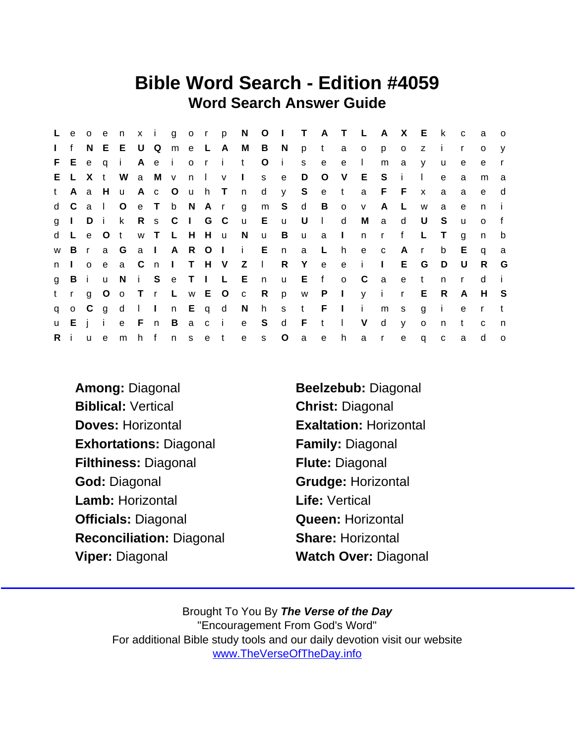# Bible Word Search - Edition #4059

## Word Search Answer Guide

```
L e o e n x i g o r p N O I T A T L A X E k c a o
I f N E E U Q m e L A M B N p t a o p o z i r o y
F E e q i A e i o r i t O i s e e l m a y u e e r
E L X t W a M v n l v I s e D O V E S i l e a m a
t A a H u A c O u h T n d y S e t a F F x a a e d
d C a l O e T b N A r g m S d B o v A L w a e n i
g I D i k R s C I G C u E u U l d M a d U S u o f
d L e O t w T L H H u N u B u a I n r f L T g n b
w B r a G a I A R O I i E n a L h e c A r b E q a
n I o e a C n I T H V Z l R Y e e i I E G D U R G
g B i u N i S e T I L E n u E f o C a e t n r d i
t r g O o T r L w E O c R p w P I y i r E R A H S
q o C g d l I n E q d N h s t F I i m s g i e r t
u E j i e F n B a c i e S d F t l V d y o n t c n
R i u e m h f n s e t e s O a e h a r e q c a d o
```

| | |
|---|---|
| **Among:** Diagonal | **Beelzebub:** Diagonal |
| **Biblical:** Vertical | **Christ:** Diagonal |
| **Doves:** Horizontal | **Exaltation:** Horizontal |
| **Exhortations:** Diagonal | **Family:** Diagonal |
| **Filthiness:** Diagonal | **Flute:** Diagonal |
| **God:** Diagonal | **Grudge:** Horizontal |
| **Lamb:** Horizontal | **Life:** Vertical |
| **Officials:** Diagonal | **Queen:** Horizontal |
| **Reconciliation:** Diagonal | **Share:** Horizontal |
| **Viper:** Diagonal | **Watch Over:** Diagonal |

Brought To You By ***The Verse of the Day***
"Encouragement From God's Word"
For additional Bible study tools and our daily devotion visit our website
www.TheVerseOfTheDay.info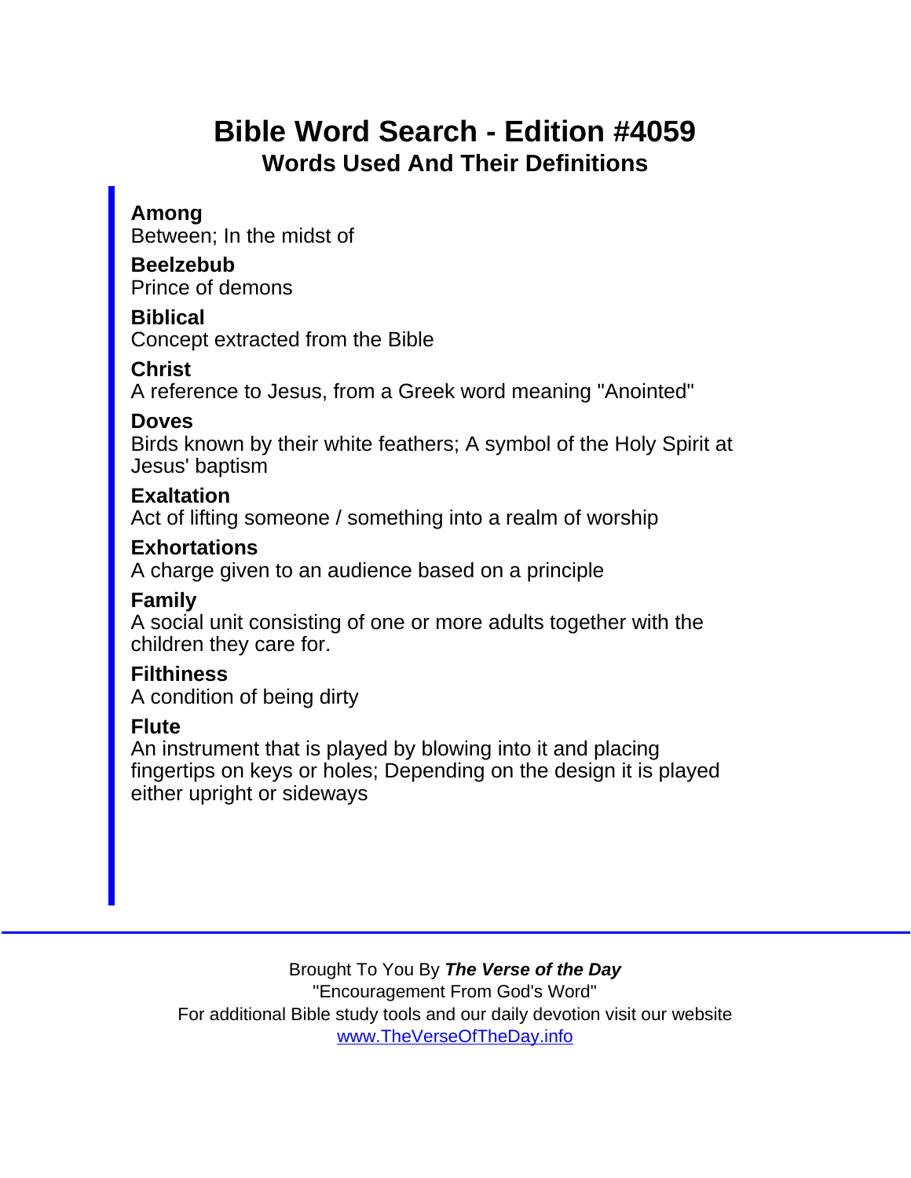# Bible Word Search - Edition #4059

## Words Used And Their Definitions

**Among**
Between; In the midst of

**Beelzebub**
Prince of demons

**Biblical**
Concept extracted from the Bible

**Christ**
A reference to Jesus, from a Greek word meaning "Anointed"

**Doves**
Birds known by their white feathers; A symbol of the Holy Spirit at Jesus' baptism

**Exaltation**
Act of lifting someone / something into a realm of worship

**Exhortations**
A charge given to an audience based on a principle

**Family**
A social unit consisting of one or more adults together with the children they care for.

**Filthiness**
A condition of being dirty

**Flute**
An instrument that is played by blowing into it and placing fingertips on keys or holes; Depending on the design it is played either upright or sideways

---

Brought To You By ***The Verse of the Day***
"Encouragement From God's Word"
For additional Bible study tools and our daily devotion visit our website
[www.TheVerseOfTheDay.info](http://www.TheVerseOfTheDay.info)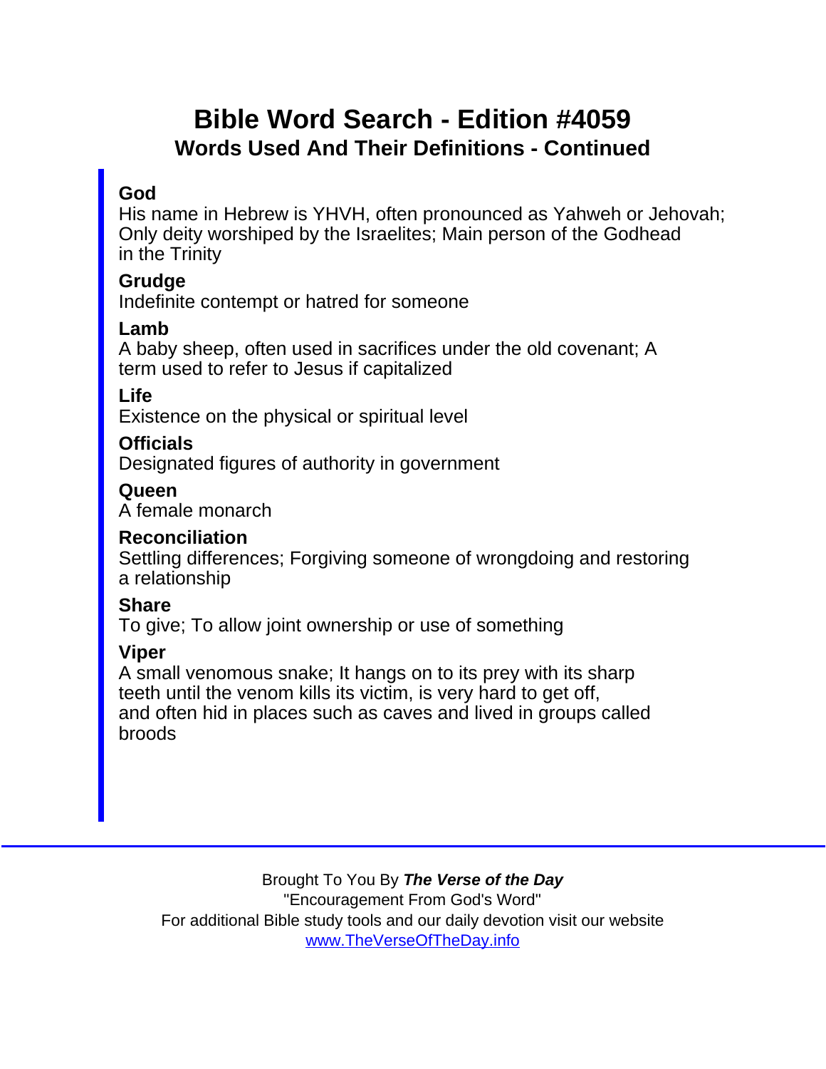# Bible Word Search - Edition #4059

## Words Used And Their Definitions - Continued

**God**
His name in Hebrew is YHVH, often pronounced as Yahweh or Jehovah; Only deity worshiped by the Israelites; Main person of the Godhead in the Trinity

**Grudge**
Indefinite contempt or hatred for someone

**Lamb**
A baby sheep, often used in sacrifices under the old covenant; A term used to refer to Jesus if capitalized

**Life**
Existence on the physical or spiritual level

**Officials**
Designated figures of authority in government

**Queen**
A female monarch

**Reconciliation**
Settling differences; Forgiving someone of wrongdoing and restoring a relationship

**Share**
To give; To allow joint ownership or use of something

**Viper**
A small venomous snake; It hangs on to its prey with its sharp teeth until the venom kills its victim, is very hard to get off, and often hid in places such as caves and lived in groups called broods

---

Brought To You By ***The Verse of the Day***
"Encouragement From God's Word"
For additional Bible study tools and our daily devotion visit our website
[www.TheVerseOfTheDay.info](http://www.TheVerseOfTheDay.info)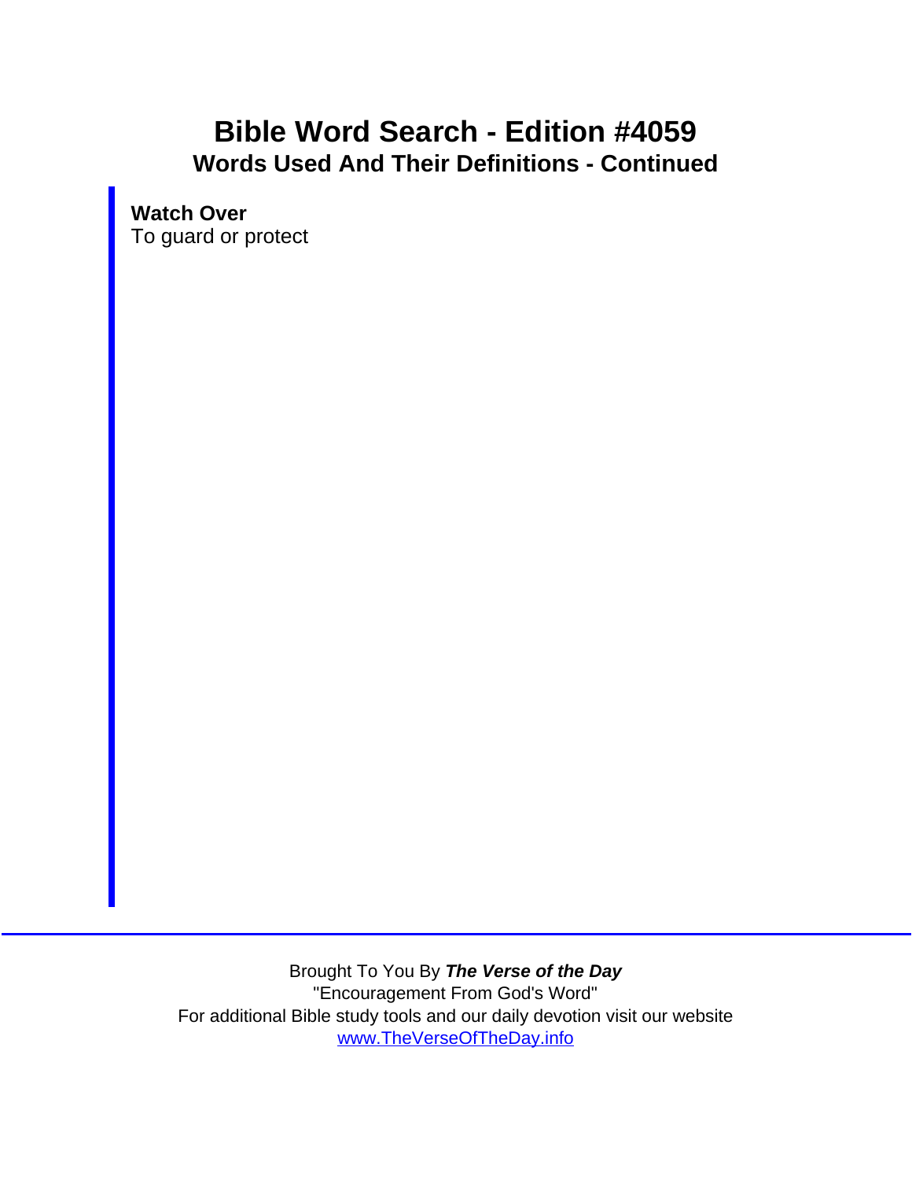# Bible Word Search - Edition #4059

## Words Used And Their Definitions - Continued

**Watch Over**
To guard or protect